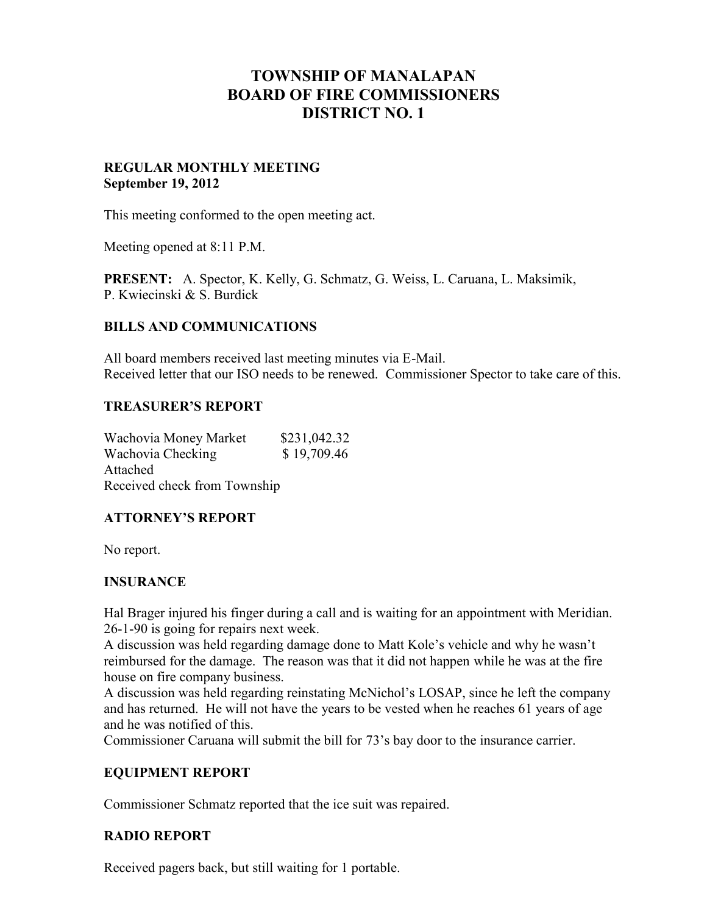# TOWNSHIP OF MANALAPAN
# BOARD OF FIRE COMMISSIONERS
# DISTRICT NO. 1

**REGULAR MONTHLY MEETING**
**September 19, 2012**

This meeting conformed to the open meeting act.

Meeting opened at 8:11 P.M.

**PRESENT:** A. Spector, K. Kelly, G. Schmatz, G. Weiss, L. Caruana, L. Maksimik, P. Kwiecinski & S. Burdick

## BILLS AND COMMUNICATIONS

All board members received last meeting minutes via E-Mail.
Received letter that our ISO needs to be renewed. Commissioner Spector to take care of this.

## TREASURER'S REPORT

Wachovia Money Market $231,042.32
Wachovia Checking $ 19,709.46
Attached
Received check from Township

## ATTORNEY'S REPORT

No report.

## INSURANCE

Hal Brager injured his finger during a call and is waiting for an appointment with Meridian.
26-1-90 is going for repairs next week.
A discussion was held regarding damage done to Matt Kole's vehicle and why he wasn't reimbursed for the damage. The reason was that it did not happen while he was at the fire house on fire company business.
A discussion was held regarding reinstating McNichol's LOSAP, since he left the company and has returned. He will not have the years to be vested when he reaches 61 years of age and he was notified of this.
Commissioner Caruana will submit the bill for 73's bay door to the insurance carrier.

## EQUIPMENT REPORT

Commissioner Schmatz reported that the ice suit was repaired.

## RADIO REPORT

Received pagers back, but still waiting for 1 portable.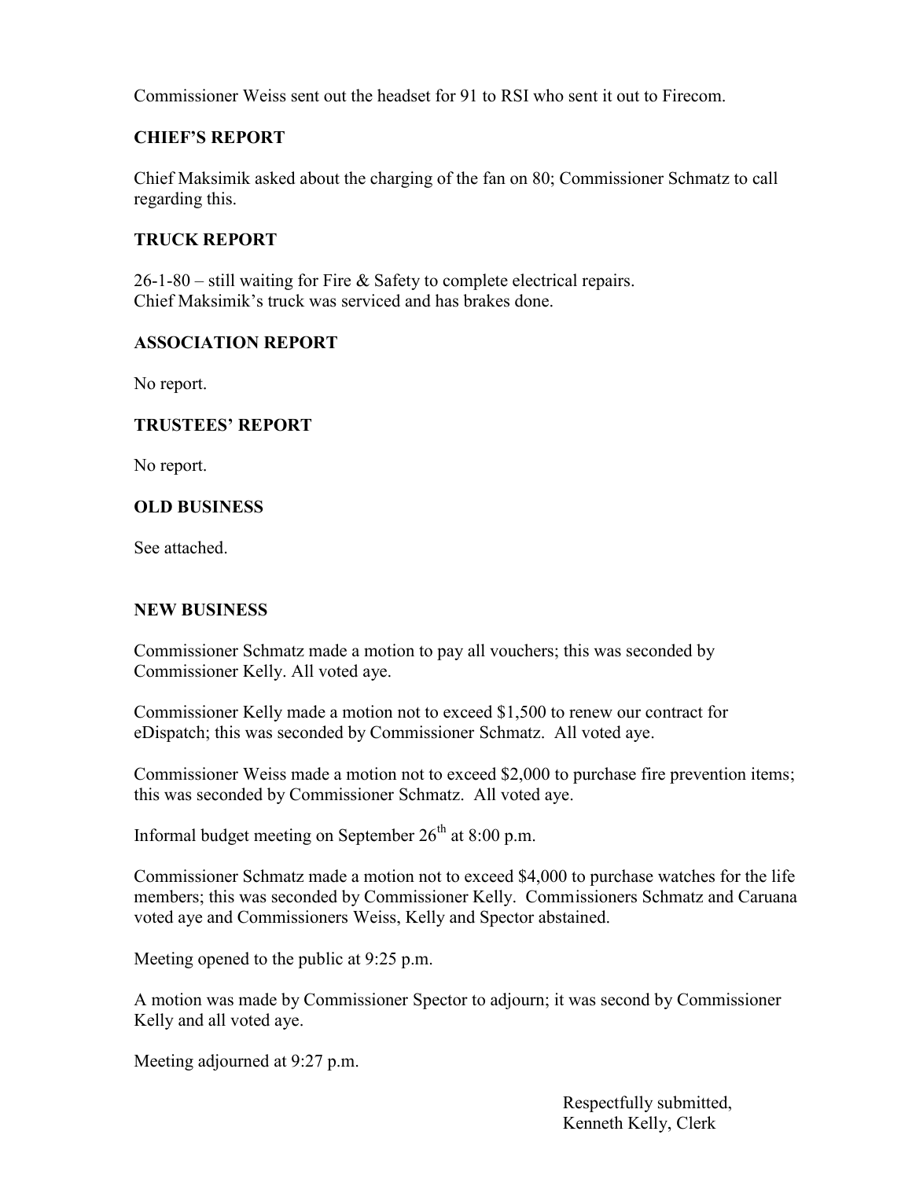Commissioner Weiss sent out the headset for 91 to RSI who sent it out to Firecom.

## CHIEF'S REPORT

Chief Maksimik asked about the charging of the fan on 80; Commissioner Schmatz to call regarding this.

## TRUCK REPORT

26-1-80 – still waiting for Fire & Safety to complete electrical repairs.
Chief Maksimik's truck was serviced and has brakes done.

## ASSOCIATION REPORT

No report.

## TRUSTEES' REPORT

No report.

## OLD BUSINESS

See attached.

## NEW BUSINESS

Commissioner Schmatz made a motion to pay all vouchers; this was seconded by Commissioner Kelly. All voted aye.

Commissioner Kelly made a motion not to exceed $1,500 to renew our contract for eDispatch; this was seconded by Commissioner Schmatz. All voted aye.

Commissioner Weiss made a motion not to exceed $2,000 to purchase fire prevention items; this was seconded by Commissioner Schmatz. All voted aye.

Informal budget meeting on September 26th at 8:00 p.m.

Commissioner Schmatz made a motion not to exceed $4,000 to purchase watches for the life members; this was seconded by Commissioner Kelly. Commissioners Schmatz and Caruana voted aye and Commissioners Weiss, Kelly and Spector abstained.

Meeting opened to the public at 9:25 p.m.

A motion was made by Commissioner Spector to adjourn; it was second by Commissioner Kelly and all voted aye.

Meeting adjourned at 9:27 p.m.

Respectfully submitted,
Kenneth Kelly, Clerk